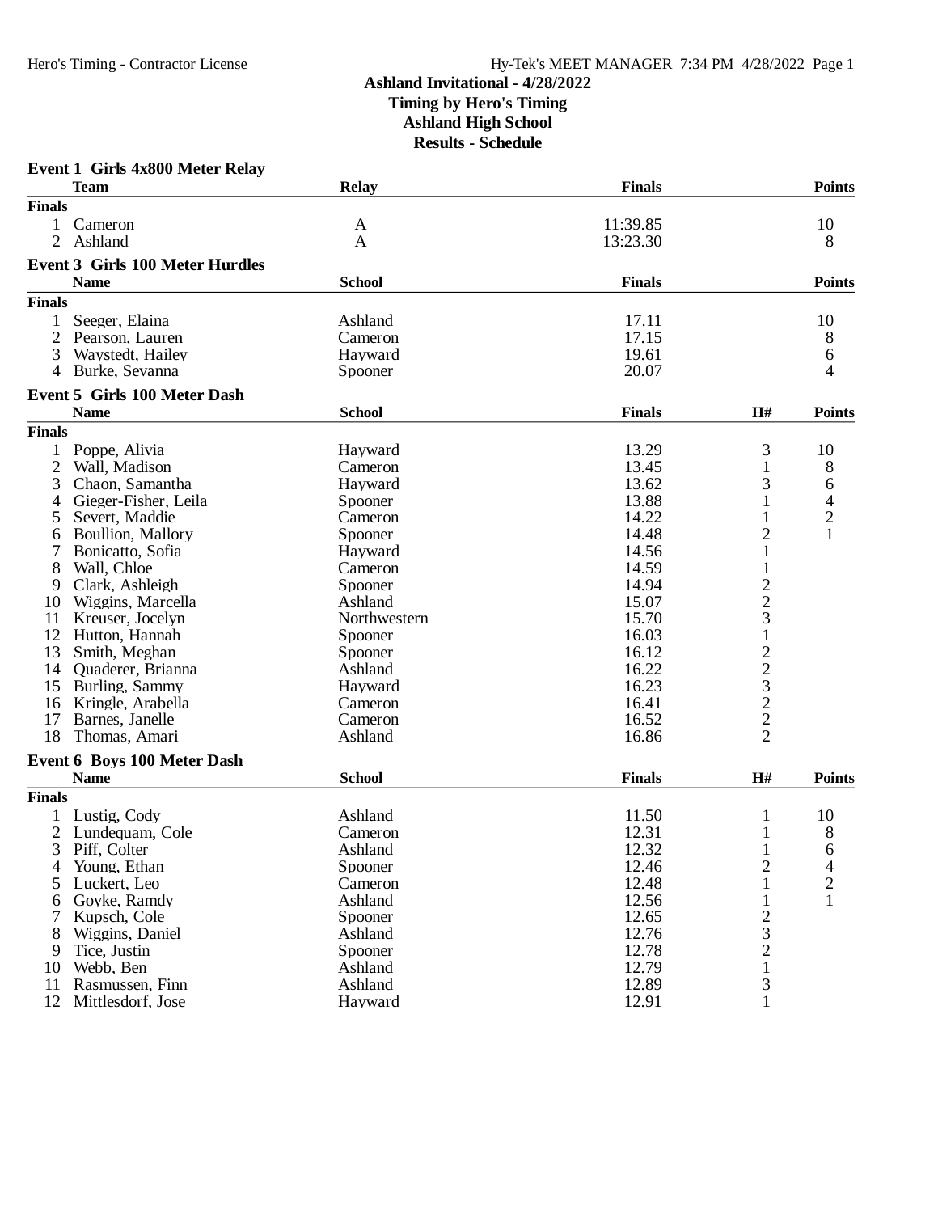# Ashland Invitational - 4/28/2022

**Timing by Hero's Timing**

**Ashland High School**

**Results - Schedule**

## Event 1 Girls 4x800 Meter Relay

| | Team | Relay | Finals | Points |
|---|---|---|---|---|
| **Finals** | | | | |
| 1 | Cameron | A | 11:39.85 | 10 |
| 2 | Ashland | A | 13:23.30 | 8 |

## Event 3 Girls 100 Meter Hurdles

| | Name | School | Finals | Points |
|---|---|---|---|---|
| **Finals** | | | | |
| 1 | Seeger, Elaina | Ashland | 17.11 | 10 |
| 2 | Pearson, Lauren | Cameron | 17.15 | 8 |
| 3 | Waystedt, Hailey | Hayward | 19.61 | 6 |
| 4 | Burke, Sevanna | Spooner | 20.07 | 4 |

## Event 5 Girls 100 Meter Dash

| | Name | School | Finals | H# | Points |
|---|---|---|---|---|---|
| **Finals** | | | | | |
| 1 | Poppe, Alivia | Hayward | 13.29 | 3 | 10 |
| 2 | Wall, Madison | Cameron | 13.45 | 1 | 8 |
| 3 | Chaon, Samantha | Hayward | 13.62 | 3 | 6 |
| 4 | Gieger-Fisher, Leila | Spooner | 13.88 | 1 | 4 |
| 5 | Severt, Maddie | Cameron | 14.22 | 1 | 2 |
| 6 | Boullion, Mallory | Spooner | 14.48 | 2 | 1 |
| 7 | Bonicatto, Sofia | Hayward | 14.56 | 1 | |
| 8 | Wall, Chloe | Cameron | 14.59 | 1 | |
| 9 | Clark, Ashleigh | Spooner | 14.94 | 2 | |
| 10 | Wiggins, Marcella | Ashland | 15.07 | 2 | |
| 11 | Kreuser, Jocelyn | Northwestern | 15.70 | 3 | |
| 12 | Hutton, Hannah | Spooner | 16.03 | 1 | |
| 13 | Smith, Meghan | Spooner | 16.12 | 2 | |
| 14 | Quaderer, Brianna | Ashland | 16.22 | 2 | |
| 15 | Burling, Sammy | Hayward | 16.23 | 3 | |
| 16 | Kringle, Arabella | Cameron | 16.41 | 2 | |
| 17 | Barnes, Janelle | Cameron | 16.52 | 2 | |
| 18 | Thomas, Amari | Ashland | 16.86 | 2 | |

## Event 6 Boys 100 Meter Dash

| | Name | School | Finals | H# | Points |
|---|---|---|---|---|---|
| **Finals** | | | | | |
| 1 | Lustig, Cody | Ashland | 11.50 | 1 | 10 |
| 2 | Lundequam, Cole | Cameron | 12.31 | 1 | 8 |
| 3 | Piff, Colter | Ashland | 12.32 | 1 | 6 |
| 4 | Young, Ethan | Spooner | 12.46 | 2 | 4 |
| 5 | Luckert, Leo | Cameron | 12.48 | 1 | 2 |
| 6 | Goyke, Ramdy | Ashland | 12.56 | 1 | 1 |
| 7 | Kupsch, Cole | Spooner | 12.65 | 2 | |
| 8 | Wiggins, Daniel | Ashland | 12.76 | 3 | |
| 9 | Tice, Justin | Spooner | 12.78 | 2 | |
| 10 | Webb, Ben | Ashland | 12.79 | 1 | |
| 11 | Rasmussen, Finn | Ashland | 12.89 | 3 | |
| 12 | Mittlesdorf, Jose | Hayward | 12.91 | 1 | |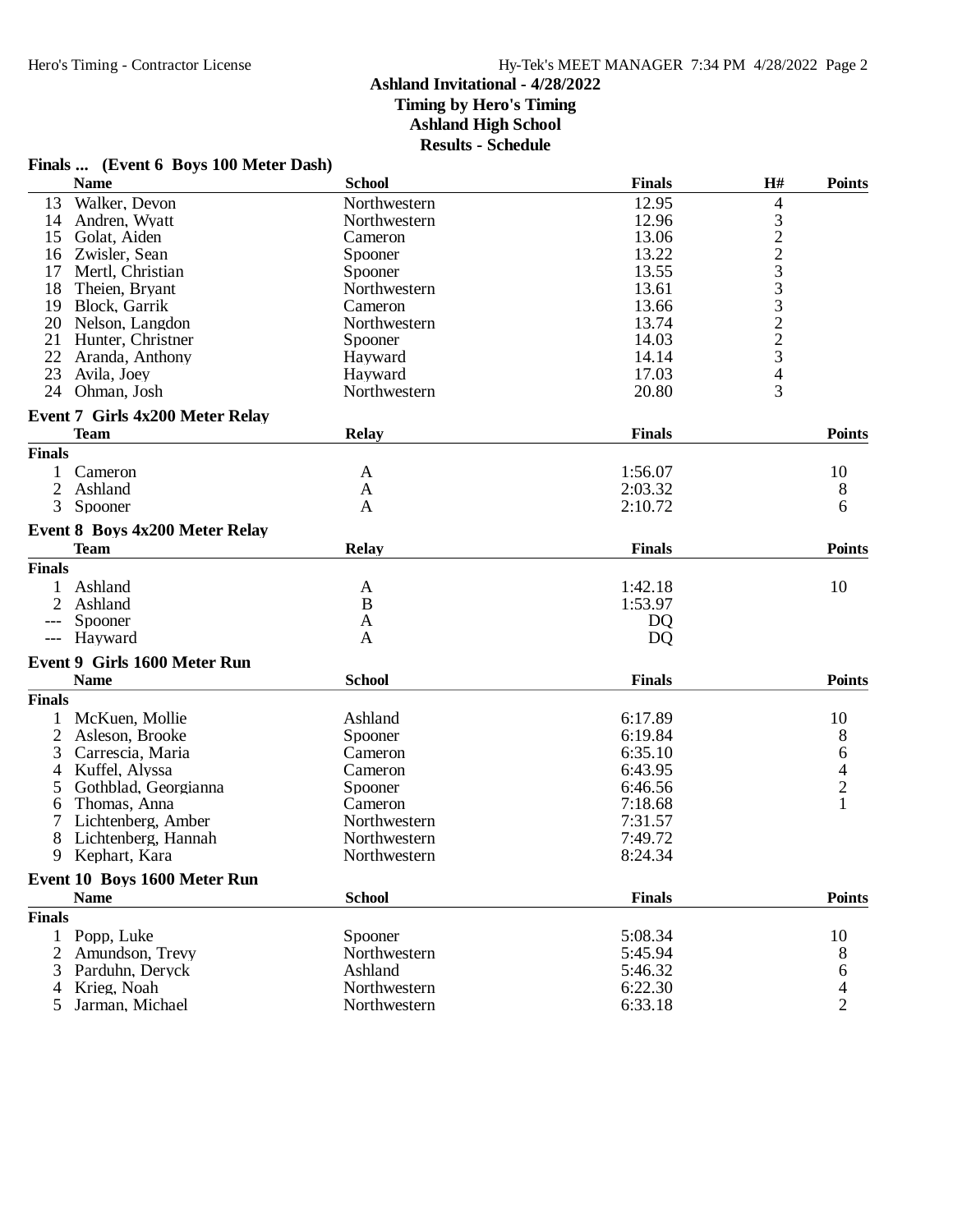## Ashland Invitational - 4/28/2022

**Timing by Hero's Timing**
**Ashland High School**
**Results - Schedule**

### Finals ... (Event 6 Boys 100 Meter Dash)

| | Name | School | Finals | H# | Points |
|---|---|---|---|---|---|
| 13 | Walker, Devon | Northwestern | 12.95 | 4 | |
| 14 | Andren, Wyatt | Northwestern | 12.96 | 3 | |
| 15 | Golat, Aiden | Cameron | 13.06 | 2 | |
| 16 | Zwisler, Sean | Spooner | 13.22 | 2 | |
| 17 | Mertl, Christian | Spooner | 13.55 | 3 | |
| 18 | Theien, Bryant | Northwestern | 13.61 | 3 | |
| 19 | Block, Garrik | Cameron | 13.66 | 3 | |
| 20 | Nelson, Langdon | Northwestern | 13.74 | 2 | |
| 21 | Hunter, Christner | Spooner | 14.03 | 2 | |
| 22 | Aranda, Anthony | Hayward | 14.14 | 3 | |
| 23 | Avila, Joey | Hayward | 17.03 | 4 | |
| 24 | Ohman, Josh | Northwestern | 20.80 | 3 | |

### Event 7 Girls 4x200 Meter Relay

| | Team | Relay | Finals | Points |
|---|---|---|---|---|
| **Finals** | | | | |
| 1 | Cameron | A | 1:56.07 | 10 |
| 2 | Ashland | A | 2:03.32 | 8 |
| 3 | Spooner | A | 2:10.72 | 6 |

### Event 8 Boys 4x200 Meter Relay

| | Team | Relay | Finals | Points |
|---|---|---|---|---|
| **Finals** | | | | |
| 1 | Ashland | A | 1:42.18 | 10 |
| 2 | Ashland | B | 1:53.97 | |
| --- | Spooner | A | DQ | |
| --- | Hayward | A | DQ | |

### Event 9 Girls 1600 Meter Run

| | Name | School | Finals | Points |
|---|---|---|---|---|
| **Finals** | | | | |
| 1 | McKuen, Mollie | Ashland | 6:17.89 | 10 |
| 2 | Asleson, Brooke | Spooner | 6:19.84 | 8 |
| 3 | Carrescia, Maria | Cameron | 6:35.10 | 6 |
| 4 | Kuffel, Alyssa | Cameron | 6:43.95 | 4 |
| 5 | Gothblad, Georgianna | Spooner | 6:46.56 | 2 |
| 6 | Thomas, Anna | Cameron | 7:18.68 | 1 |
| 7 | Lichtenberg, Amber | Northwestern | 7:31.57 | |
| 8 | Lichtenberg, Hannah | Northwestern | 7:49.72 | |
| 9 | Kephart, Kara | Northwestern | 8:24.34 | |

### Event 10 Boys 1600 Meter Run

| | Name | School | Finals | Points |
|---|---|---|---|---|
| **Finals** | | | | |
| 1 | Popp, Luke | Spooner | 5:08.34 | 10 |
| 2 | Amundson, Trevy | Northwestern | 5:45.94 | 8 |
| 3 | Parduhn, Deryck | Ashland | 5:46.32 | 6 |
| 4 | Krieg, Noah | Northwestern | 6:22.30 | 4 |
| 5 | Jarman, Michael | Northwestern | 6:33.18 | 2 |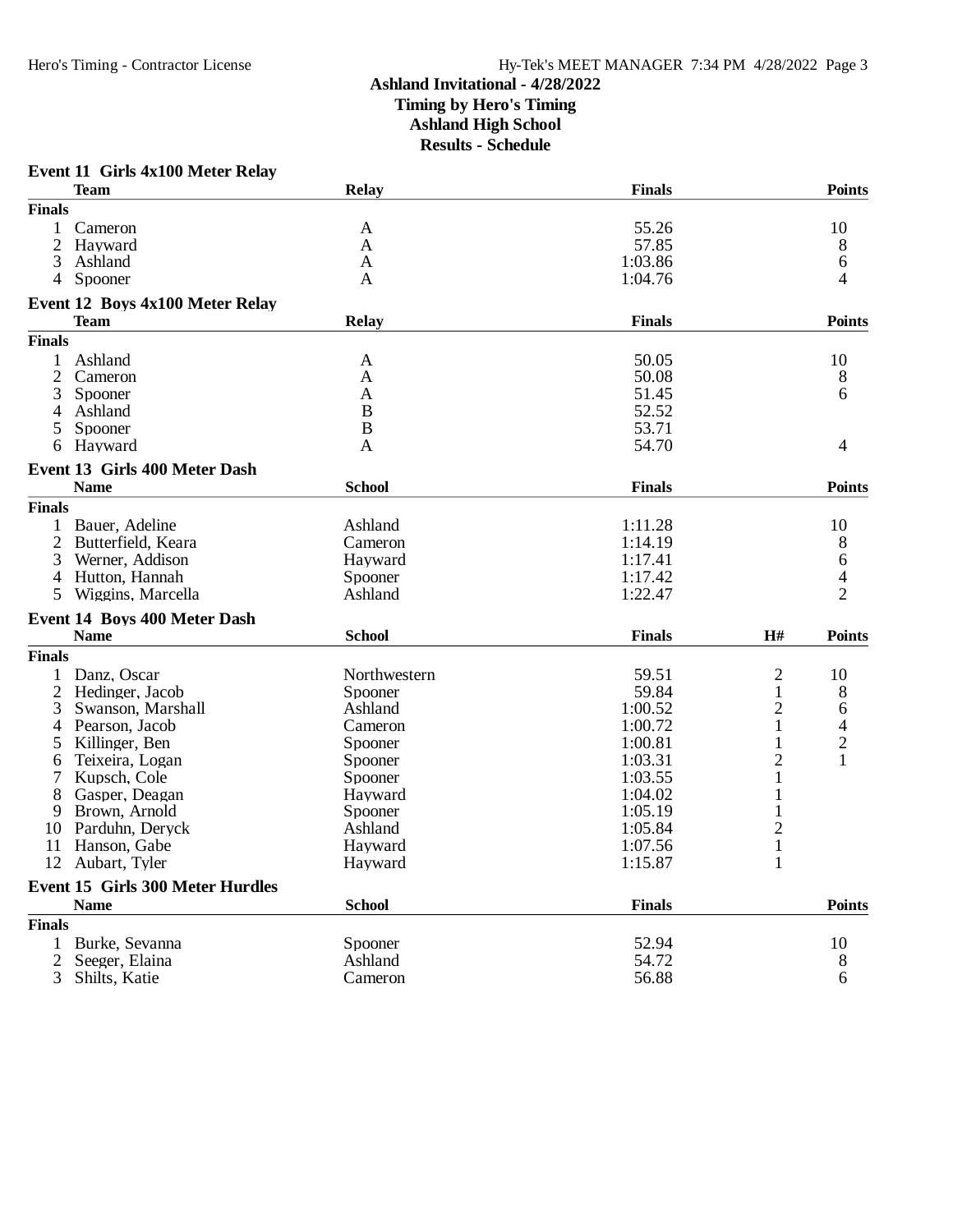# Ashland Invitational - 4/28/2022

**Timing by Hero's Timing**
**Ashland High School**
**Results - Schedule**

### Event 11 Girls 4x100 Meter Relay

| | Team | Relay | Finals | Points |
|---|---|---|---|---|
| **Finals** | | | | |
| 1 | Cameron | A | 55.26 | 10 |
| 2 | Hayward | A | 57.85 | 8 |
| 3 | Ashland | A | 1:03.86 | 6 |
| 4 | Spooner | A | 1:04.76 | 4 |

### Event 12 Boys 4x100 Meter Relay

| | Team | Relay | Finals | Points |
|---|---|---|---|---|
| **Finals** | | | | |
| 1 | Ashland | A | 50.05 | 10 |
| 2 | Cameron | A | 50.08 | 8 |
| 3 | Spooner | A | 51.45 | 6 |
| 4 | Ashland | B | 52.52 | |
| 5 | Spooner | B | 53.71 | |
| 6 | Hayward | A | 54.70 | 4 |

### Event 13 Girls 400 Meter Dash

| | Name | School | Finals | Points |
|---|---|---|---|---|
| **Finals** | | | | |
| 1 | Bauer, Adeline | Ashland | 1:11.28 | 10 |
| 2 | Butterfield, Keara | Cameron | 1:14.19 | 8 |
| 3 | Werner, Addison | Hayward | 1:17.41 | 6 |
| 4 | Hutton, Hannah | Spooner | 1:17.42 | 4 |
| 5 | Wiggins, Marcella | Ashland | 1:22.47 | 2 |

### Event 14 Boys 400 Meter Dash

| | Name | School | Finals | H# | Points |
|---|---|---|---|---|---|
| **Finals** | | | | | |
| 1 | Danz, Oscar | Northwestern | 59.51 | 2 | 10 |
| 2 | Hedinger, Jacob | Spooner | 59.84 | 1 | 8 |
| 3 | Swanson, Marshall | Ashland | 1:00.52 | 2 | 6 |
| 4 | Pearson, Jacob | Cameron | 1:00.72 | 1 | 4 |
| 5 | Killinger, Ben | Spooner | 1:00.81 | 1 | 2 |
| 6 | Teixeira, Logan | Spooner | 1:03.31 | 2 | 1 |
| 7 | Kupsch, Cole | Spooner | 1:03.55 | 1 | |
| 8 | Gasper, Deagan | Hayward | 1:04.02 | 1 | |
| 9 | Brown, Arnold | Spooner | 1:05.19 | 1 | |
| 10 | Parduhn, Deryck | Ashland | 1:05.84 | 2 | |
| 11 | Hanson, Gabe | Hayward | 1:07.56 | 1 | |
| 12 | Aubart, Tyler | Hayward | 1:15.87 | 1 | |

### Event 15 Girls 300 Meter Hurdles

| | Name | School | Finals | Points |
|---|---|---|---|---|
| **Finals** | | | | |
| 1 | Burke, Sevanna | Spooner | 52.94 | 10 |
| 2 | Seeger, Elaina | Ashland | 54.72 | 8 |
| 3 | Shilts, Katie | Cameron | 56.88 | 6 |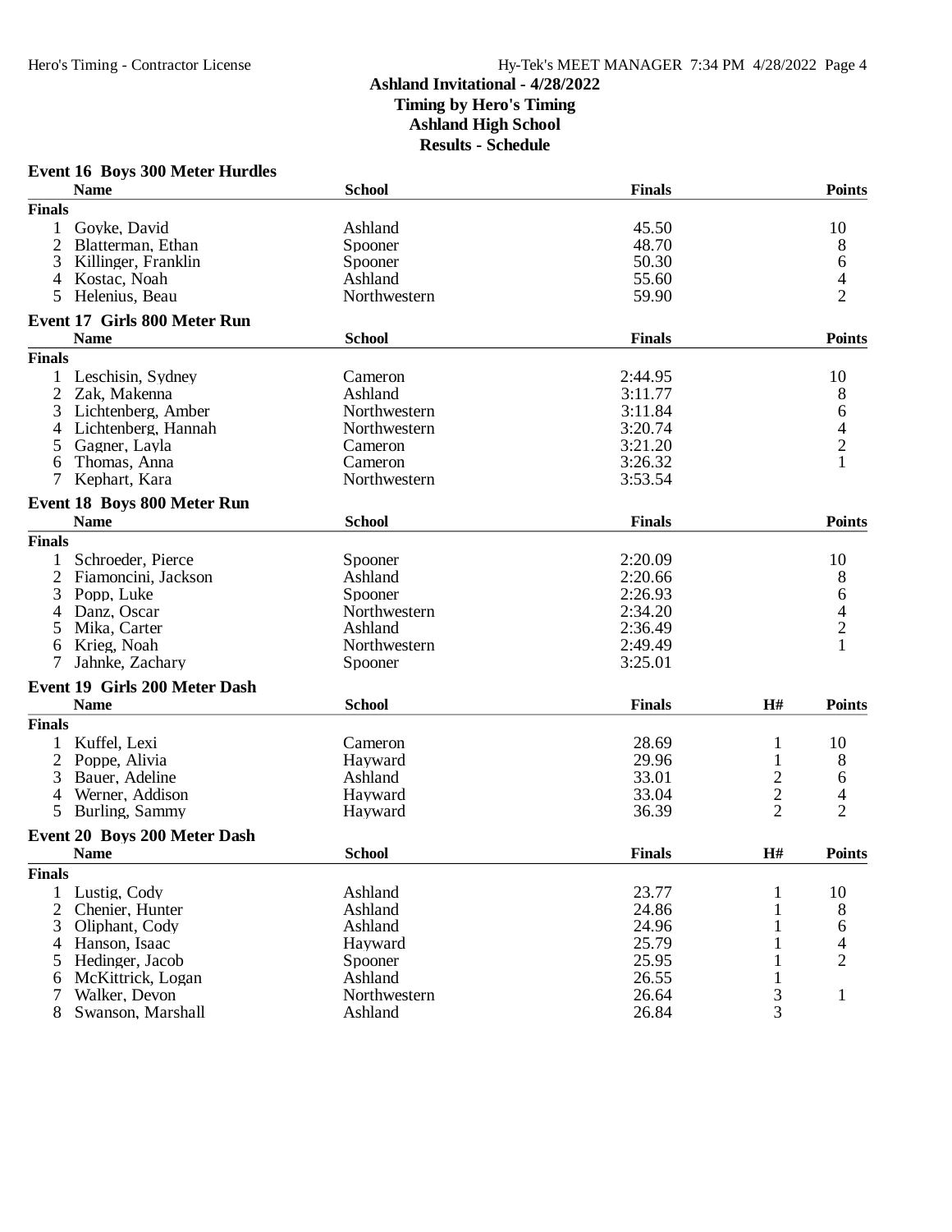# Ashland Invitational - 4/28/2022

**Timing by Hero's Timing**

**Ashland High School**

**Results - Schedule**

## Event 16 Boys 300 Meter Hurdles

| | Name | School | Finals | Points |
|---|---|---|---|---|
| **Finals** | | | | |
| 1 | Goyke, David | Ashland | 45.50 | 10 |
| 2 | Blatterman, Ethan | Spooner | 48.70 | 8 |
| 3 | Killinger, Franklin | Spooner | 50.30 | 6 |
| 4 | Kostac, Noah | Ashland | 55.60 | 4 |
| 5 | Helenius, Beau | Northwestern | 59.90 | 2 |

## Event 17 Girls 800 Meter Run

| | Name | School | Finals | Points |
|---|---|---|---|---|
| **Finals** | | | | |
| 1 | Leschisin, Sydney | Cameron | 2:44.95 | 10 |
| 2 | Zak, Makenna | Ashland | 3:11.77 | 8 |
| 3 | Lichtenberg, Amber | Northwestern | 3:11.84 | 6 |
| 4 | Lichtenberg, Hannah | Northwestern | 3:20.74 | 4 |
| 5 | Gagner, Layla | Cameron | 3:21.20 | 2 |
| 6 | Thomas, Anna | Cameron | 3:26.32 | 1 |
| 7 | Kephart, Kara | Northwestern | 3:53.54 | |

## Event 18 Boys 800 Meter Run

| | Name | School | Finals | Points |
|---|---|---|---|---|
| **Finals** | | | | |
| 1 | Schroeder, Pierce | Spooner | 2:20.09 | 10 |
| 2 | Fiamoncini, Jackson | Ashland | 2:20.66 | 8 |
| 3 | Popp, Luke | Spooner | 2:26.93 | 6 |
| 4 | Danz, Oscar | Northwestern | 2:34.20 | 4 |
| 5 | Mika, Carter | Ashland | 2:36.49 | 2 |
| 6 | Krieg, Noah | Northwestern | 2:49.49 | 1 |
| 7 | Jahnke, Zachary | Spooner | 3:25.01 | |

## Event 19 Girls 200 Meter Dash

| | Name | School | Finals | H# | Points |
|---|---|---|---|---|---|
| **Finals** | | | | | |
| 1 | Kuffel, Lexi | Cameron | 28.69 | 1 | 10 |
| 2 | Poppe, Alivia | Hayward | 29.96 | 1 | 8 |
| 3 | Bauer, Adeline | Ashland | 33.01 | 2 | 6 |
| 4 | Werner, Addison | Hayward | 33.04 | 2 | 4 |
| 5 | Burling, Sammy | Hayward | 36.39 | 2 | 2 |

## Event 20 Boys 200 Meter Dash

| | Name | School | Finals | H# | Points |
|---|---|---|---|---|---|
| **Finals** | | | | | |
| 1 | Lustig, Cody | Ashland | 23.77 | 1 | 10 |
| 2 | Chenier, Hunter | Ashland | 24.86 | 1 | 8 |
| 3 | Oliphant, Cody | Ashland | 24.96 | 1 | 6 |
| 4 | Hanson, Isaac | Hayward | 25.79 | 1 | 4 |
| 5 | Hedinger, Jacob | Spooner | 25.95 | 1 | 2 |
| 6 | McKittrick, Logan | Ashland | 26.55 | 1 | |
| 7 | Walker, Devon | Northwestern | 26.64 | 3 | 1 |
| 8 | Swanson, Marshall | Ashland | 26.84 | 3 | |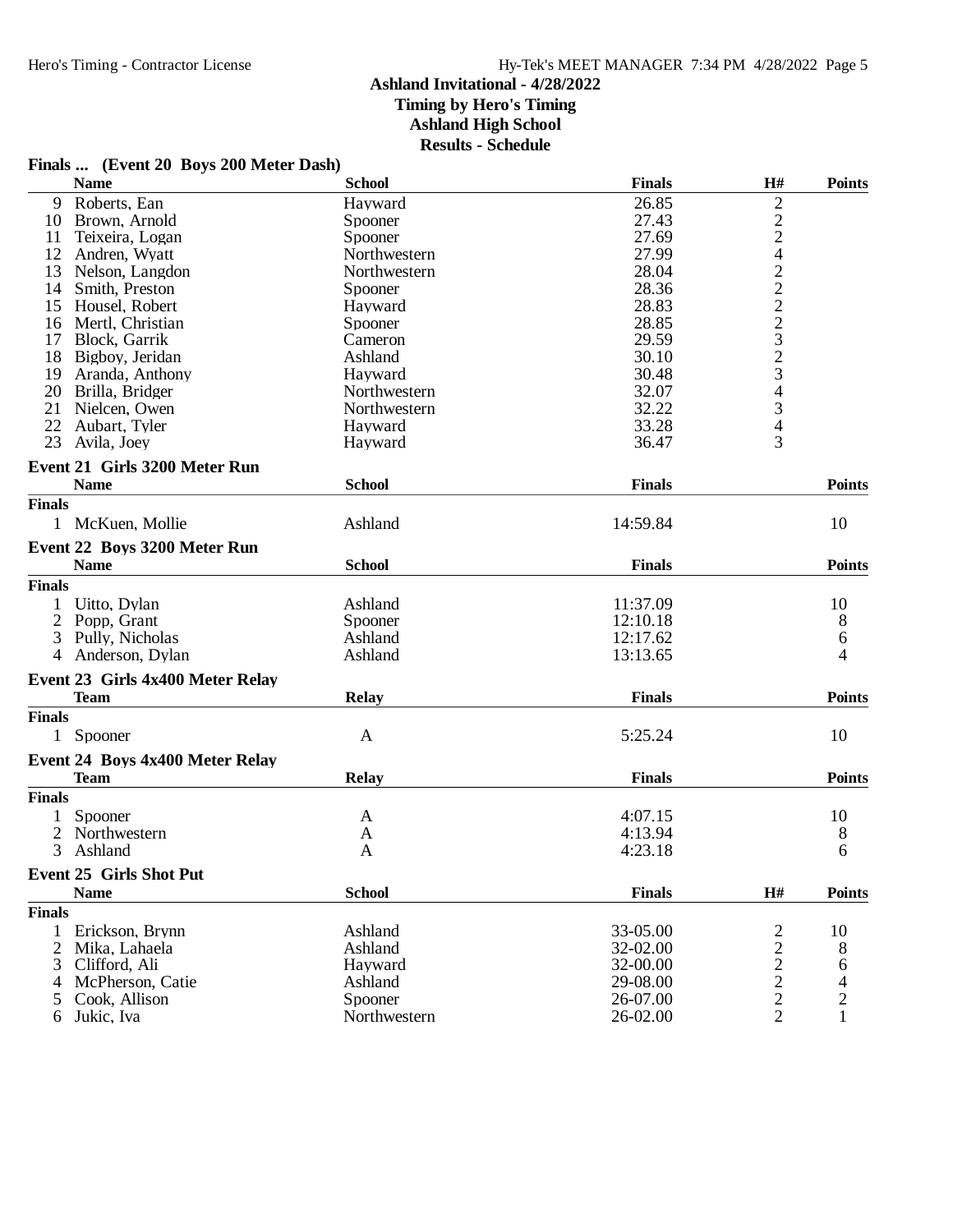# Ashland Invitational - 4/28/2022

**Timing by Hero's Timing**
**Ashland High School**
**Results - Schedule**

### Finals ... (Event 20 Boys 200 Meter Dash)

| | Name | School | Finals | H# | Points |
|---|---|---|---|---|---|
| 9 | Roberts, Ean | Hayward | 26.85 | 2 | |
| 10 | Brown, Arnold | Spooner | 27.43 | 2 | |
| 11 | Teixeira, Logan | Spooner | 27.69 | 2 | |
| 12 | Andren, Wyatt | Northwestern | 27.99 | 4 | |
| 13 | Nelson, Langdon | Northwestern | 28.04 | 2 | |
| 14 | Smith, Preston | Spooner | 28.36 | 2 | |
| 15 | Housel, Robert | Hayward | 28.83 | 2 | |
| 16 | Mertl, Christian | Spooner | 28.85 | 2 | |
| 17 | Block, Garrik | Cameron | 29.59 | 3 | |
| 18 | Bigboy, Jeridan | Ashland | 30.10 | 2 | |
| 19 | Aranda, Anthony | Hayward | 30.48 | 3 | |
| 20 | Brilla, Bridger | Northwestern | 32.07 | 4 | |
| 21 | Nielcen, Owen | Northwestern | 32.22 | 3 | |
| 22 | Aubart, Tyler | Hayward | 33.28 | 4 | |
| 23 | Avila, Joey | Hayward | 36.47 | 3 | |

### Event 21 Girls 3200 Meter Run

| | Name | School | Finals | Points |
|---|---|---|---|---|
| **Finals** | | | | |
| 1 | McKuen, Mollie | Ashland | 14:59.84 | 10 |

### Event 22 Boys 3200 Meter Run

| | Name | School | Finals | Points |
|---|---|---|---|---|
| **Finals** | | | | |
| 1 | Uitto, Dylan | Ashland | 11:37.09 | 10 |
| 2 | Popp, Grant | Spooner | 12:10.18 | 8 |
| 3 | Pully, Nicholas | Ashland | 12:17.62 | 6 |
| 4 | Anderson, Dylan | Ashland | 13:13.65 | 4 |

### Event 23 Girls 4x400 Meter Relay

| | Team | Relay | Finals | Points |
|---|---|---|---|---|
| **Finals** | | | | |
| 1 | Spooner | A | 5:25.24 | 10 |

### Event 24 Boys 4x400 Meter Relay

| | Team | Relay | Finals | Points |
|---|---|---|---|---|
| **Finals** | | | | |
| 1 | Spooner | A | 4:07.15 | 10 |
| 2 | Northwestern | A | 4:13.94 | 8 |
| 3 | Ashland | A | 4:23.18 | 6 |

### Event 25 Girls Shot Put

| | Name | School | Finals | H# | Points |
|---|---|---|---|---|---|
| **Finals** | | | | | |
| 1 | Erickson, Brynn | Ashland | 33-05.00 | 2 | 10 |
| 2 | Mika, Lahaela | Ashland | 32-02.00 | 2 | 8 |
| 3 | Clifford, Ali | Hayward | 32-00.00 | 2 | 6 |
| 4 | McPherson, Catie | Ashland | 29-08.00 | 2 | 4 |
| 5 | Cook, Allison | Spooner | 26-07.00 | 2 | 2 |
| 6 | Jukic, Iva | Northwestern | 26-02.00 | 2 | 1 |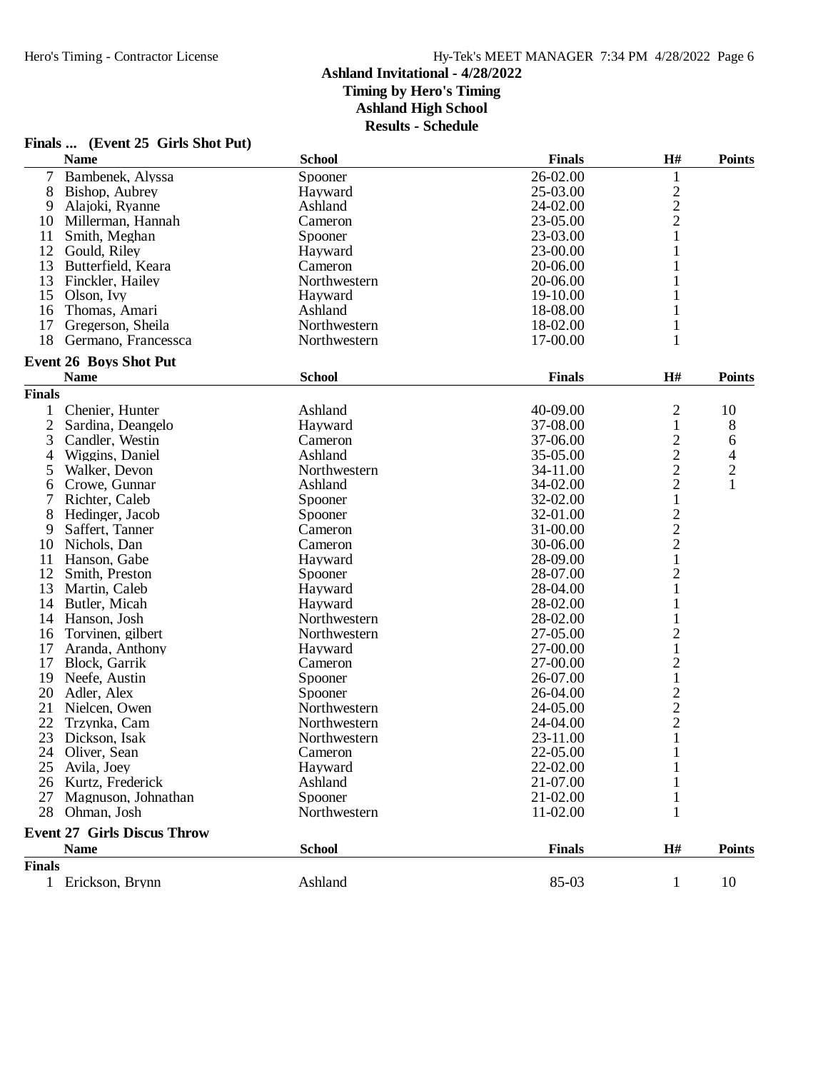Ashland Invitational - 4/28/2022
Timing by Hero's Timing
Ashland High School
Results - Schedule

### Finals ... (Event 25 Girls Shot Put)

| | Name | School | Finals | H# | Points |
|---|---|---|---|---|---|
| 7 | Bambenek, Alyssa | Spooner | 26-02.00 | 1 | |
| 8 | Bishop, Aubrey | Hayward | 25-03.00 | 2 | |
| 9 | Alajoki, Ryanne | Ashland | 24-02.00 | 2 | |
| 10 | Millerman, Hannah | Cameron | 23-05.00 | 2 | |
| 11 | Smith, Meghan | Spooner | 23-03.00 | 1 | |
| 12 | Gould, Riley | Hayward | 23-00.00 | 1 | |
| 13 | Butterfield, Keara | Cameron | 20-06.00 | 1 | |
| 13 | Finckler, Hailey | Northwestern | 20-06.00 | 1 | |
| 15 | Olson, Ivy | Hayward | 19-10.00 | 1 | |
| 16 | Thomas, Amari | Ashland | 18-08.00 | 1 | |
| 17 | Gregerson, Sheila | Northwestern | 18-02.00 | 1 | |
| 18 | Germano, Francessca | Northwestern | 17-00.00 | 1 | |

### Event 26 Boys Shot Put

| | Name | School | Finals | H# | Points |
|---|---|---|---|---|---|
| **Finals** | | | | | |
| 1 | Chenier, Hunter | Ashland | 40-09.00 | 2 | 10 |
| 2 | Sardina, Deangelo | Hayward | 37-08.00 | 1 | 8 |
| 3 | Candler, Westin | Cameron | 37-06.00 | 2 | 6 |
| 4 | Wiggins, Daniel | Ashland | 35-05.00 | 2 | 4 |
| 5 | Walker, Devon | Northwestern | 34-11.00 | 2 | 2 |
| 6 | Crowe, Gunnar | Ashland | 34-02.00 | 2 | 1 |
| 7 | Richter, Caleb | Spooner | 32-02.00 | 1 | |
| 8 | Hedinger, Jacob | Spooner | 32-01.00 | 2 | |
| 9 | Saffert, Tanner | Cameron | 31-00.00 | 2 | |
| 10 | Nichols, Dan | Cameron | 30-06.00 | 2 | |
| 11 | Hanson, Gabe | Hayward | 28-09.00 | 1 | |
| 12 | Smith, Preston | Spooner | 28-07.00 | 2 | |
| 13 | Martin, Caleb | Hayward | 28-04.00 | 1 | |
| 14 | Butler, Micah | Hayward | 28-02.00 | 1 | |
| 14 | Hanson, Josh | Northwestern | 28-02.00 | 1 | |
| 16 | Torvinen, gilbert | Northwestern | 27-05.00 | 2 | |
| 17 | Aranda, Anthony | Hayward | 27-00.00 | 1 | |
| 17 | Block, Garrik | Cameron | 27-00.00 | 2 | |
| 19 | Neefe, Austin | Spooner | 26-07.00 | 1 | |
| 20 | Adler, Alex | Spooner | 26-04.00 | 2 | |
| 21 | Nielcen, Owen | Northwestern | 24-05.00 | 2 | |
| 22 | Trzynka, Cam | Northwestern | 24-04.00 | 2 | |
| 23 | Dickson, Isak | Northwestern | 23-11.00 | 1 | |
| 24 | Oliver, Sean | Cameron | 22-05.00 | 1 | |
| 25 | Avila, Joey | Hayward | 22-02.00 | 1 | |
| 26 | Kurtz, Frederick | Ashland | 21-07.00 | 1 | |
| 27 | Magnuson, Johnathan | Spooner | 21-02.00 | 1 | |
| 28 | Ohman, Josh | Northwestern | 11-02.00 | 1 | |

### Event 27 Girls Discus Throw

| | Name | School | Finals | H# | Points |
|---|---|---|---|---|---|
| **Finals** | | | | | |
| 1 | Erickson, Brynn | Ashland | 85-03 | 1 | 10 |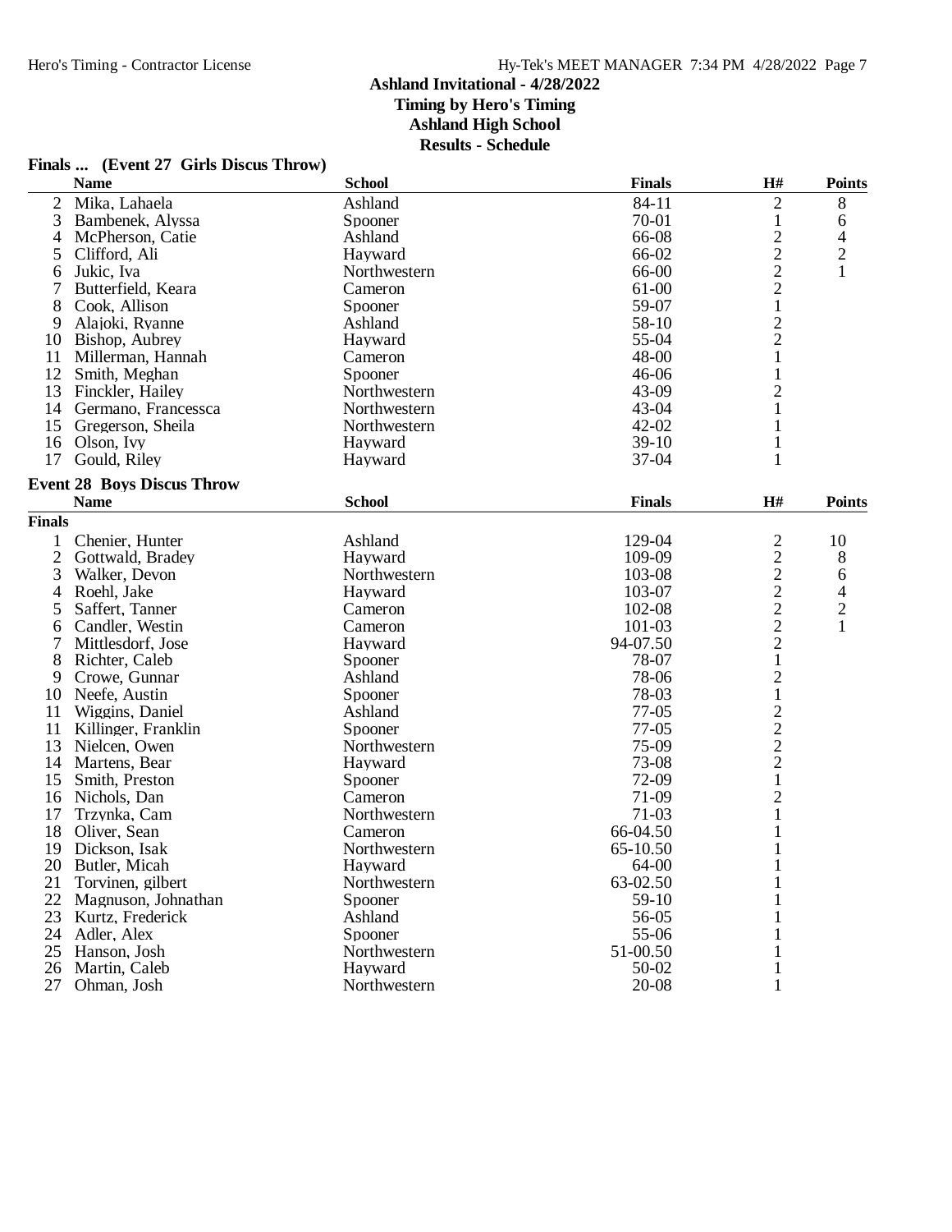# Ashland Invitational - 4/28/2022
**Timing by Hero's Timing**
**Ashland High School**
**Results - Schedule**

## Finals ... (Event 27 Girls Discus Throw)

| | Name | School | Finals | H# | Points |
|---|---|---|---|---|---|
| 2 | Mika, Lahaela | Ashland | 84-11 | 2 | 8 |
| 3 | Bambenek, Alyssa | Spooner | 70-01 | 1 | 6 |
| 4 | McPherson, Catie | Ashland | 66-08 | 2 | 4 |
| 5 | Clifford, Ali | Hayward | 66-02 | 2 | 2 |
| 6 | Jukic, Iva | Northwestern | 66-00 | 2 | 1 |
| 7 | Butterfield, Keara | Cameron | 61-00 | 2 | |
| 8 | Cook, Allison | Spooner | 59-07 | 1 | |
| 9 | Alajoki, Ryanne | Ashland | 58-10 | 2 | |
| 10 | Bishop, Aubrey | Hayward | 55-04 | 2 | |
| 11 | Millerman, Hannah | Cameron | 48-00 | 1 | |
| 12 | Smith, Meghan | Spooner | 46-06 | 1 | |
| 13 | Finckler, Hailey | Northwestern | 43-09 | 2 | |
| 14 | Germano, Francessca | Northwestern | 43-04 | 1 | |
| 15 | Gregerson, Sheila | Northwestern | 42-02 | 1 | |
| 16 | Olson, Ivy | Hayward | 39-10 | 1 | |
| 17 | Gould, Riley | Hayward | 37-04 | 1 | |

## Event 28 Boys Discus Throw

| | Name | School | Finals | H# | Points |
|---|---|---|---|---|---|
| **Finals** | | | | | |
| 1 | Chenier, Hunter | Ashland | 129-04 | 2 | 10 |
| 2 | Gottwald, Bradey | Hayward | 109-09 | 2 | 8 |
| 3 | Walker, Devon | Northwestern | 103-08 | 2 | 6 |
| 4 | Roehl, Jake | Hayward | 103-07 | 2 | 4 |
| 5 | Saffert, Tanner | Cameron | 102-08 | 2 | 2 |
| 6 | Candler, Westin | Cameron | 101-03 | 2 | 1 |
| 7 | Mittlesdorf, Jose | Hayward | 94-07.50 | 2 | |
| 8 | Richter, Caleb | Spooner | 78-07 | 1 | |
| 9 | Crowe, Gunnar | Ashland | 78-06 | 2 | |
| 10 | Neefe, Austin | Spooner | 78-03 | 1 | |
| 11 | Wiggins, Daniel | Ashland | 77-05 | 2 | |
| 11 | Killinger, Franklin | Spooner | 77-05 | 2 | |
| 13 | Nielcen, Owen | Northwestern | 75-09 | 2 | |
| 14 | Martens, Bear | Hayward | 73-08 | 2 | |
| 15 | Smith, Preston | Spooner | 72-09 | 1 | |
| 16 | Nichols, Dan | Cameron | 71-09 | 2 | |
| 17 | Trzynka, Cam | Northwestern | 71-03 | 1 | |
| 18 | Oliver, Sean | Cameron | 66-04.50 | 1 | |
| 19 | Dickson, Isak | Northwestern | 65-10.50 | 1 | |
| 20 | Butler, Micah | Hayward | 64-00 | 1 | |
| 21 | Torvinen, gilbert | Northwestern | 63-02.50 | 1 | |
| 22 | Magnuson, Johnathan | Spooner | 59-10 | 1 | |
| 23 | Kurtz, Frederick | Ashland | 56-05 | 1 | |
| 24 | Adler, Alex | Spooner | 55-06 | 1 | |
| 25 | Hanson, Josh | Northwestern | 51-00.50 | 1 | |
| 26 | Martin, Caleb | Hayward | 50-02 | 1 | |
| 27 | Ohman, Josh | Northwestern | 20-08 | 1 | |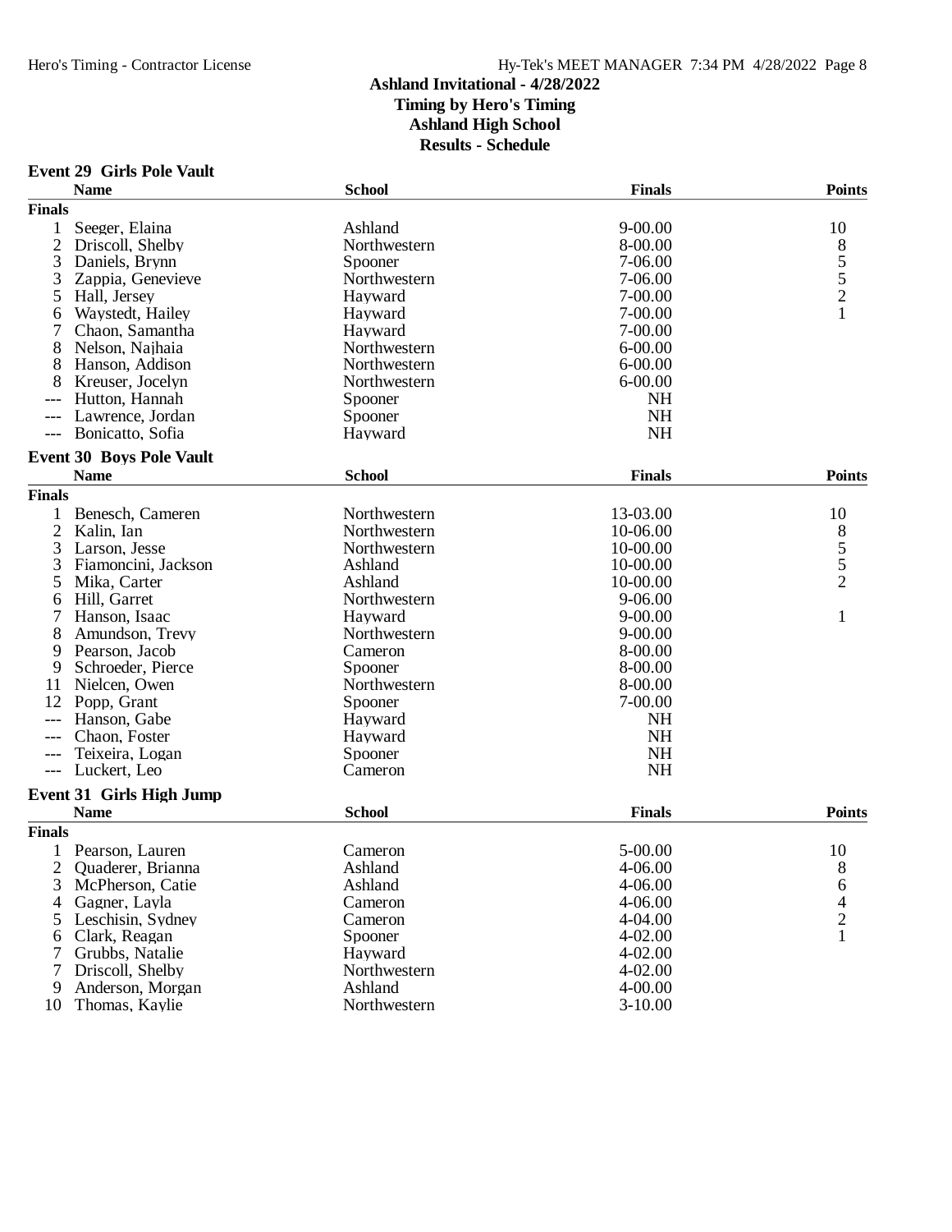# Ashland Invitational - 4/28/2022

**Timing by Hero's Timing**
**Ashland High School**
**Results - Schedule**

## Event 29 Girls Pole Vault

| | Name | School | Finals | Points |
|---|---|---|---|---|
| **Finals** | | | | |
| 1 | Seeger, Elaina | Ashland | 9-00.00 | 10 |
| 2 | Driscoll, Shelby | Northwestern | 8-00.00 | 8 |
| 3 | Daniels, Brynn | Spooner | 7-06.00 | 5 |
| 3 | Zappia, Genevieve | Northwestern | 7-06.00 | 5 |
| 5 | Hall, Jersey | Hayward | 7-00.00 | 2 |
| 6 | Waystedt, Hailey | Hayward | 7-00.00 | 1 |
| 7 | Chaon, Samantha | Hayward | 7-00.00 | |
| 8 | Nelson, Najhaia | Northwestern | 6-00.00 | |
| 8 | Hanson, Addison | Northwestern | 6-00.00 | |
| 8 | Kreuser, Jocelyn | Northwestern | 6-00.00 | |
| --- | Hutton, Hannah | Spooner | NH | |
| --- | Lawrence, Jordan | Spooner | NH | |
| --- | Bonicatto, Sofia | Hayward | NH | |

## Event 30 Boys Pole Vault

| | Name | School | Finals | Points |
|---|---|---|---|---|
| **Finals** | | | | |
| 1 | Benesch, Cameren | Northwestern | 13-03.00 | 10 |
| 2 | Kalin, Ian | Northwestern | 10-06.00 | 8 |
| 3 | Larson, Jesse | Northwestern | 10-00.00 | 5 |
| 3 | Fiamoncini, Jackson | Ashland | 10-00.00 | 5 |
| 5 | Mika, Carter | Ashland | 10-00.00 | 2 |
| 6 | Hill, Garret | Northwestern | 9-06.00 | |
| 7 | Hanson, Isaac | Hayward | 9-00.00 | 1 |
| 8 | Amundson, Trevy | Northwestern | 9-00.00 | |
| 9 | Pearson, Jacob | Cameron | 8-00.00 | |
| 9 | Schroeder, Pierce | Spooner | 8-00.00 | |
| 11 | Nielcen, Owen | Northwestern | 8-00.00 | |
| 12 | Popp, Grant | Spooner | 7-00.00 | |
| --- | Hanson, Gabe | Hayward | NH | |
| --- | Chaon, Foster | Hayward | NH | |
| --- | Teixeira, Logan | Spooner | NH | |
| --- | Luckert, Leo | Cameron | NH | |

## Event 31 Girls High Jump

| | Name | School | Finals | Points |
|---|---|---|---|---|
| **Finals** | | | | |
| 1 | Pearson, Lauren | Cameron | 5-00.00 | 10 |
| 2 | Quaderer, Brianna | Ashland | 4-06.00 | 8 |
| 3 | McPherson, Catie | Ashland | 4-06.00 | 6 |
| 4 | Gagner, Layla | Cameron | 4-06.00 | 4 |
| 5 | Leschisin, Sydney | Cameron | 4-04.00 | 2 |
| 6 | Clark, Reagan | Spooner | 4-02.00 | 1 |
| 7 | Grubbs, Natalie | Hayward | 4-02.00 | |
| 7 | Driscoll, Shelby | Northwestern | 4-02.00 | |
| 9 | Anderson, Morgan | Ashland | 4-00.00 | |
| 10 | Thomas, Kaylie | Northwestern | 3-10.00 | |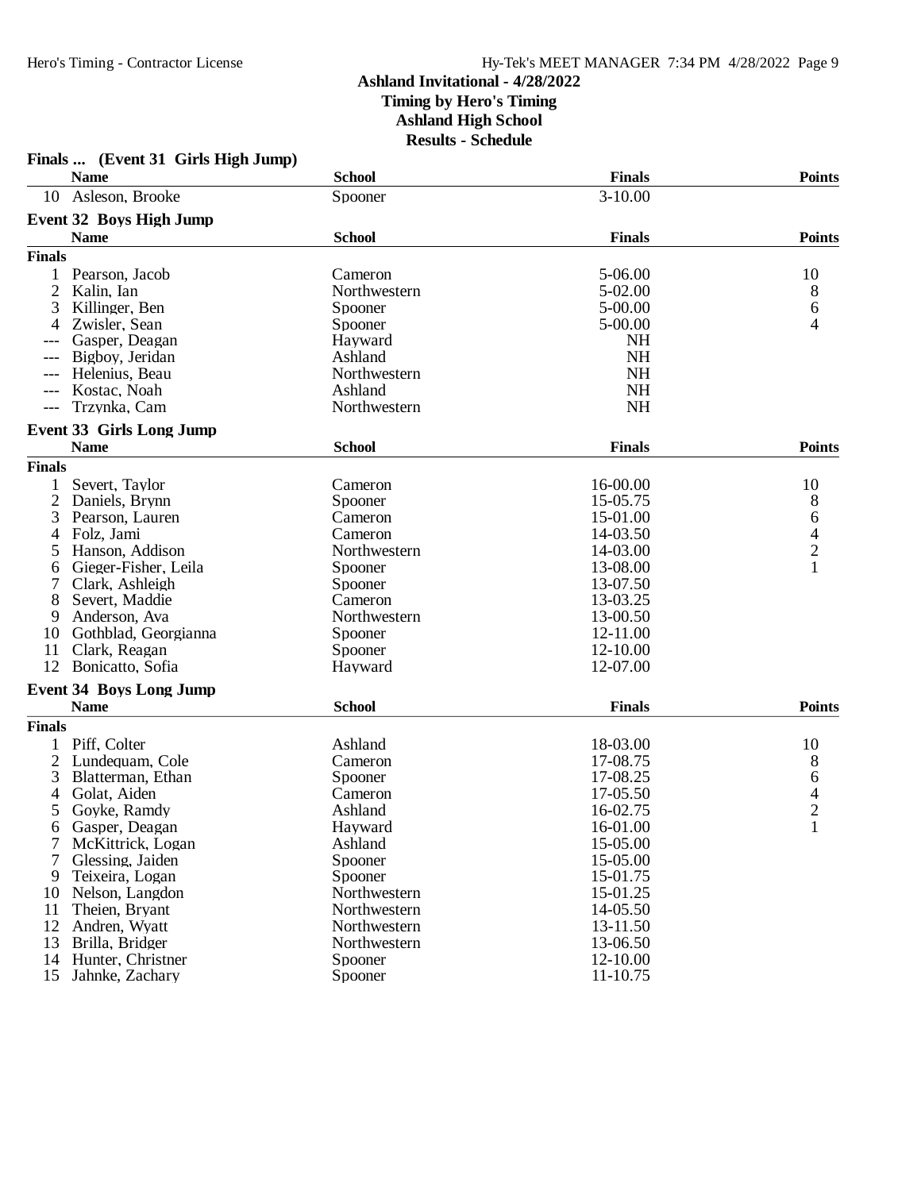## Ashland Invitational - 4/28/2022
**Timing by Hero's Timing**
**Ashland High School**
**Results - Schedule**

### Finals ... (Event 31 Girls High Jump)

| | Name | School | Finals | Points |
|---|---|---|---|---|
| 10 | Asleson, Brooke | Spooner | 3-10.00 | |

### Event 32 Boys High Jump

| | Name | School | Finals | Points |
|---|---|---|---|---|
| **Finals** | | | | |
| 1 | Pearson, Jacob | Cameron | 5-06.00 | 10 |
| 2 | Kalin, Ian | Northwestern | 5-02.00 | 8 |
| 3 | Killinger, Ben | Spooner | 5-00.00 | 6 |
| 4 | Zwisler, Sean | Spooner | 5-00.00 | 4 |
| --- | Gasper, Deagan | Hayward | NH | |
| --- | Bigboy, Jeridan | Ashland | NH | |
| --- | Helenius, Beau | Northwestern | NH | |
| --- | Kostac, Noah | Ashland | NH | |
| --- | Trzynka, Cam | Northwestern | NH | |

### Event 33 Girls Long Jump

| | Name | School | Finals | Points |
|---|---|---|---|---|
| **Finals** | | | | |
| 1 | Severt, Taylor | Cameron | 16-00.00 | 10 |
| 2 | Daniels, Brynn | Spooner | 15-05.75 | 8 |
| 3 | Pearson, Lauren | Cameron | 15-01.00 | 6 |
| 4 | Folz, Jami | Cameron | 14-03.50 | 4 |
| 5 | Hanson, Addison | Northwestern | 14-03.00 | 2 |
| 6 | Gieger-Fisher, Leila | Spooner | 13-08.00 | 1 |
| 7 | Clark, Ashleigh | Spooner | 13-07.50 | |
| 8 | Severt, Maddie | Cameron | 13-03.25 | |
| 9 | Anderson, Ava | Northwestern | 13-00.50 | |
| 10 | Gothblad, Georgianna | Spooner | 12-11.00 | |
| 11 | Clark, Reagan | Spooner | 12-10.00 | |
| 12 | Bonicatto, Sofia | Hayward | 12-07.00 | |

### Event 34 Boys Long Jump

| | Name | School | Finals | Points |
|---|---|---|---|---|
| **Finals** | | | | |
| 1 | Piff, Colter | Ashland | 18-03.00 | 10 |
| 2 | Lundequam, Cole | Cameron | 17-08.75 | 8 |
| 3 | Blatterman, Ethan | Spooner | 17-08.25 | 6 |
| 4 | Golat, Aiden | Cameron | 17-05.50 | 4 |
| 5 | Goyke, Ramdy | Ashland | 16-02.75 | 2 |
| 6 | Gasper, Deagan | Hayward | 16-01.00 | 1 |
| 7 | McKittrick, Logan | Ashland | 15-05.00 | |
| 7 | Glessing, Jaiden | Spooner | 15-05.00 | |
| 9 | Teixeira, Logan | Spooner | 15-01.75 | |
| 10 | Nelson, Langdon | Northwestern | 15-01.25 | |
| 11 | Theien, Bryant | Northwestern | 14-05.50 | |
| 12 | Andren, Wyatt | Northwestern | 13-11.50 | |
| 13 | Brilla, Bridger | Northwestern | 13-06.50 | |
| 14 | Hunter, Christner | Spooner | 12-10.00 | |
| 15 | Jahnke, Zachary | Spooner | 11-10.75 | |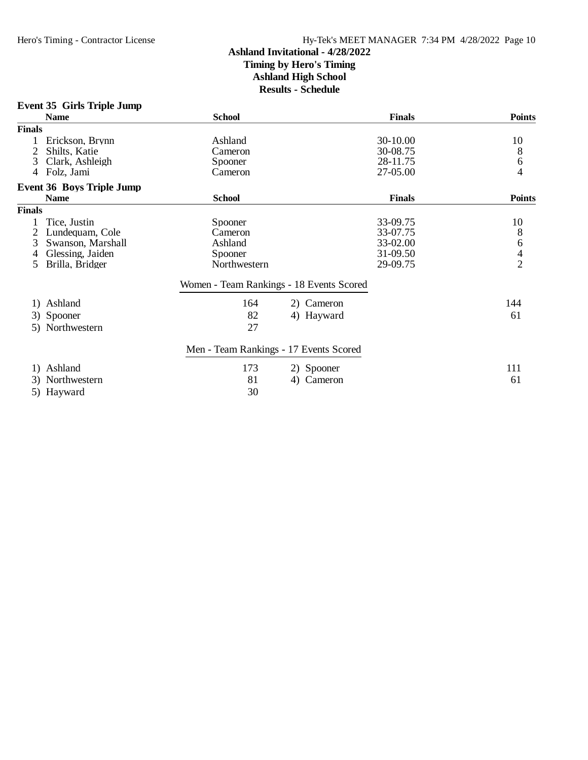## Ashland Invitational - 4/28/2022
**Timing by Hero's Timing**
**Ashland High School**
**Results - Schedule**

### Event 35 Girls Triple Jump

| | Name | School | Finals | Points |
|---|---|---|---|---|
| **Finals** | | | | |
| 1 | Erickson, Brynn | Ashland | 30-10.00 | 10 |
| 2 | Shilts, Katie | Cameron | 30-08.75 | 8 |
| 3 | Clark, Ashleigh | Spooner | 28-11.75 | 6 |
| 4 | Folz, Jami | Cameron | 27-05.00 | 4 |

### Event 36 Boys Triple Jump

| | Name | School | Finals | Points |
|---|---|---|---|---|
| **Finals** | | | | |
| 1 | Tice, Justin | Spooner | 33-09.75 | 10 |
| 2 | Lundequam, Cole | Cameron | 33-07.75 | 8 |
| 3 | Swanson, Marshall | Ashland | 33-02.00 | 6 |
| 4 | Glessing, Jaiden | Spooner | 31-09.50 | 4 |
| 5 | Brilla, Bridger | Northwestern | 29-09.75 | 2 |

#### Women - Team Rankings - 18 Events Scored

| | | | |
|---|---|---|---|
| 1) Ashland | 164 | 2) Cameron | 144 |
| 3) Spooner | 82 | 4) Hayward | 61 |
| 5) Northwestern | 27 | | |

#### Men - Team Rankings - 17 Events Scored

| | | | |
|---|---|---|---|
| 1) Ashland | 173 | 2) Spooner | 111 |
| 3) Northwestern | 81 | 4) Cameron | 61 |
| 5) Hayward | 30 | | |